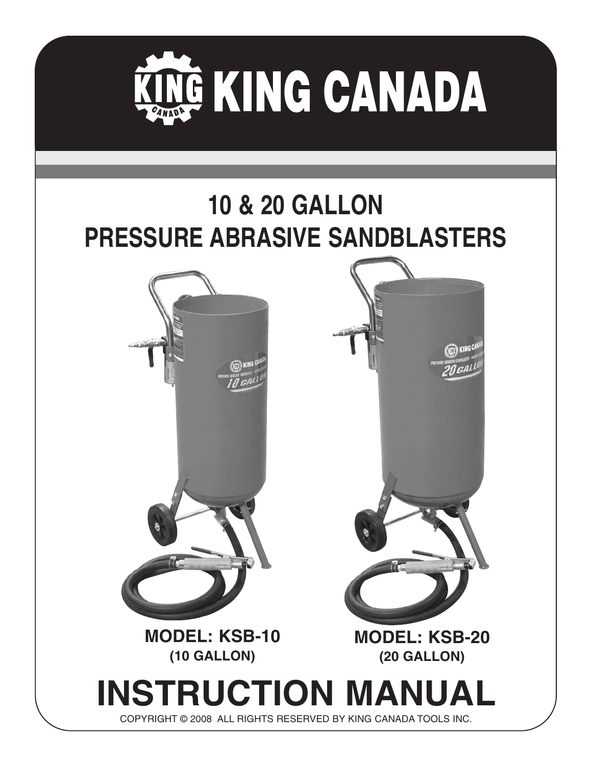# KING CANADA

## 10 & 20 GALLON PRESSURE ABRASIVE SANDBLASTERS

**MODEL: KSB-10**
**(10 GALLON)**

**MODEL: KSB-20**
**(20 GALLON)**

# INSTRUCTION MANUAL

COPYRIGHT © 2008 ALL RIGHTS RESERVED BY KING CANADA TOOLS INC.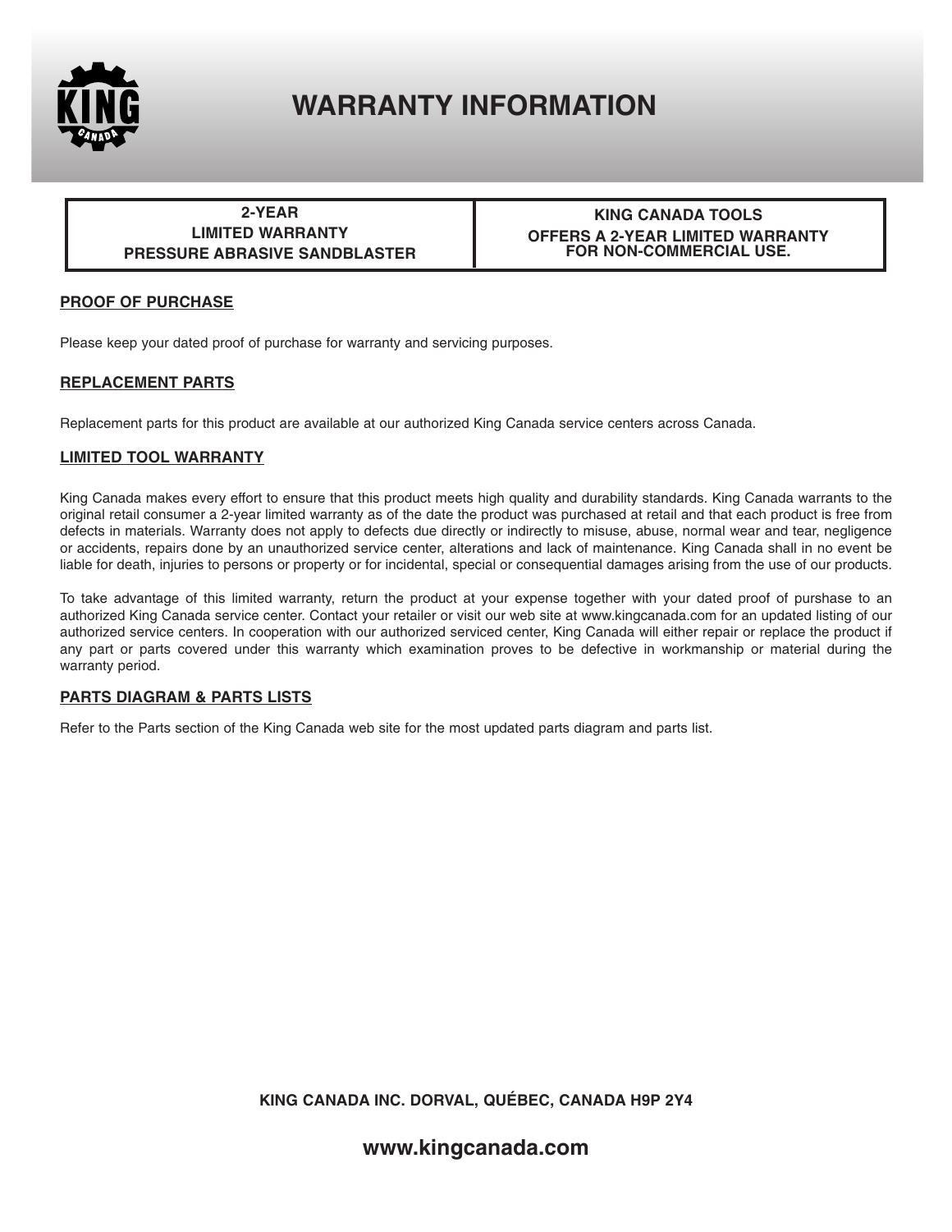# WARRANTY INFORMATION

| 2-YEAR LIMITED WARRANTY PRESSURE ABRASIVE SANDBLASTER | KING CANADA TOOLS OFFERS A 2-YEAR LIMITED WARRANTY FOR NON-COMMERCIAL USE. |
|---|---|

## PROOF OF PURCHASE

Please keep your dated proof of purchase for warranty and servicing purposes.

## REPLACEMENT PARTS

Replacement parts for this product are available at our authorized King Canada service centers across Canada.

## LIMITED TOOL WARRANTY

King Canada makes every effort to ensure that this product meets high quality and durability standards. King Canada warrants to the original retail consumer a 2-year limited warranty as of the date the product was purchased at retail and that each product is free from defects in materials. Warranty does not apply to defects due directly or indirectly to misuse, abuse, normal wear and tear, negligence or accidents, repairs done by an unauthorized service center, alterations and lack of maintenance. King Canada shall in no event be liable for death, injuries to persons or property or for incidental, special or consequential damages arising from the use of our products.

To take advantage of this limited warranty, return the product at your expense together with your dated proof of purshase to an authorized King Canada service center. Contact your retailer or visit our web site at www.kingcanada.com for an updated listing of our authorized service centers. In cooperation with our authorized serviced center, King Canada will either repair or replace the product if any part or parts covered under this warranty which examination proves to be defective in workmanship or material during the warranty period.

## PARTS DIAGRAM & PARTS LISTS

Refer to the Parts section of the King Canada web site for the most updated parts diagram and parts list.

**KING CANADA INC. DORVAL, QUÉBEC, CANADA H9P 2Y4**

**www.kingcanada.com**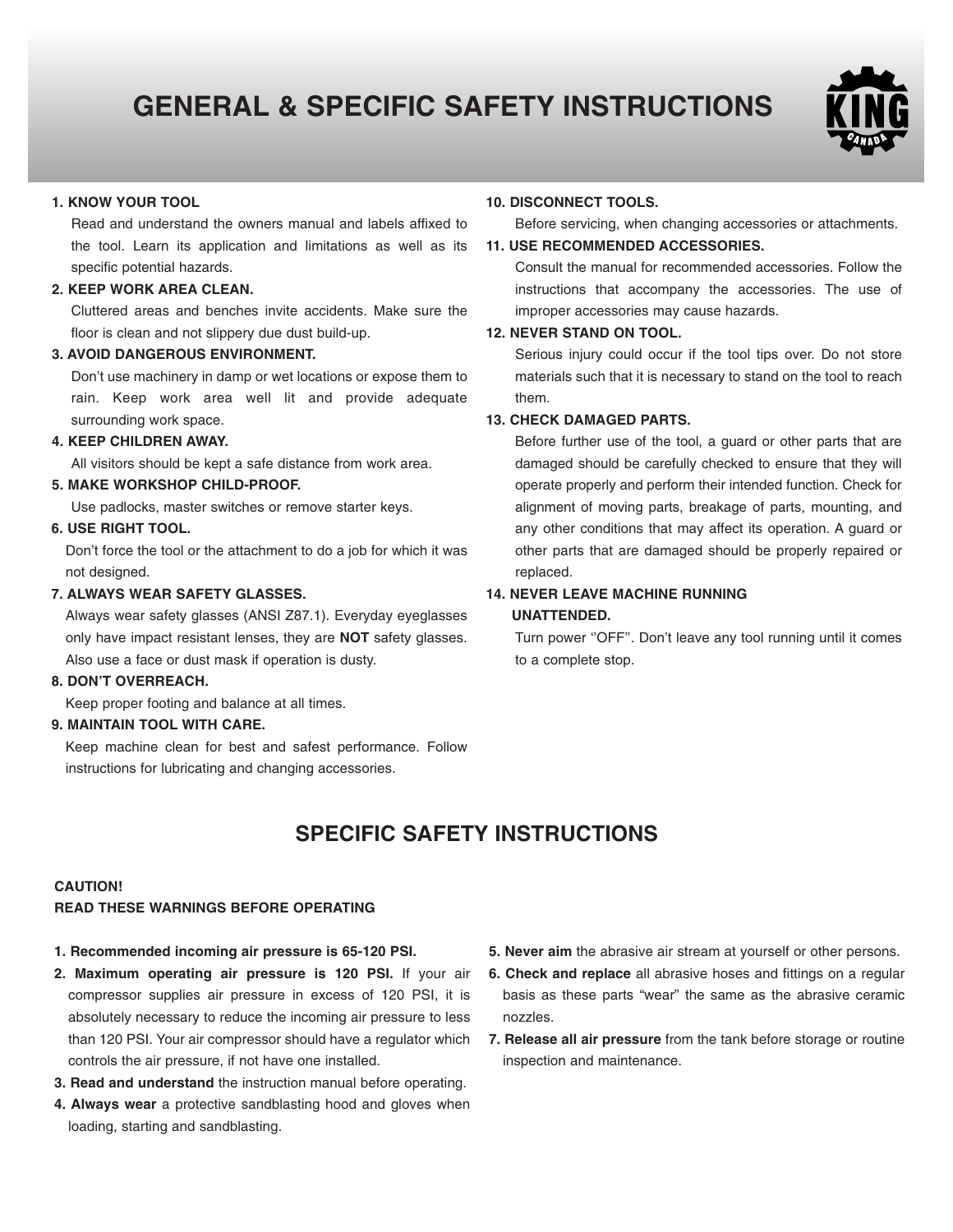# GENERAL & SPECIFIC SAFETY INSTRUCTIONS

**1. KNOW YOUR TOOL**

Read and understand the owners manual and labels affixed to the tool. Learn its application and limitations as well as its specific potential hazards.

**2. KEEP WORK AREA CLEAN.**

Cluttered areas and benches invite accidents. Make sure the floor is clean and not slippery due dust build-up.

**3. AVOID DANGEROUS ENVIRONMENT.**

Don't use machinery in damp or wet locations or expose them to rain. Keep work area well lit and provide adequate surrounding work space.

**4. KEEP CHILDREN AWAY.**

All visitors should be kept a safe distance from work area.

**5. MAKE WORKSHOP CHILD-PROOF.**

Use padlocks, master switches or remove starter keys.

**6. USE RIGHT TOOL.**

Don't force the tool or the attachment to do a job for which it was not designed.

**7. ALWAYS WEAR SAFETY GLASSES.**

Always wear safety glasses (ANSI Z87.1). Everyday eyeglasses only have impact resistant lenses, they are **NOT** safety glasses. Also use a face or dust mask if operation is dusty.

**8. DON'T OVERREACH.**

Keep proper footing and balance at all times.

**9. MAINTAIN TOOL WITH CARE.**

Keep machine clean for best and safest performance. Follow instructions for lubricating and changing accessories.

**10. DISCONNECT TOOLS.**

Before servicing, when changing accessories or attachments.

**11. USE RECOMMENDED ACCESSORIES.**

Consult the manual for recommended accessories. Follow the instructions that accompany the accessories. The use of improper accessories may cause hazards.

**12. NEVER STAND ON TOOL.**

Serious injury could occur if the tool tips over. Do not store materials such that it is necessary to stand on the tool to reach them.

**13. CHECK DAMAGED PARTS.**

Before further use of the tool, a guard or other parts that are damaged should be carefully checked to ensure that they will operate properly and perform their intended function. Check for alignment of moving parts, breakage of parts, mounting, and any other conditions that may affect its operation. A guard or other parts that are damaged should be properly repaired or replaced.

**14. NEVER LEAVE MACHINE RUNNING UNATTENDED.**

Turn power ''OFF". Don't leave any tool running until it comes to a complete stop.

## SPECIFIC SAFETY INSTRUCTIONS

**CAUTION!**
**READ THESE WARNINGS BEFORE OPERATING**

1. **Recommended incoming air pressure is 65-120 PSI.**
2. **Maximum operating air pressure is 120 PSI.** If your air compressor supplies air pressure in excess of 120 PSI, it is absolutely necessary to reduce the incoming air pressure to less than 120 PSI. Your air compressor should have a regulator which controls the air pressure, if not have one installed.
3. **Read and understand** the instruction manual before operating.
4. **Always wear** a protective sandblasting hood and gloves when loading, starting and sandblasting.
5. **Never aim** the abrasive air stream at yourself or other persons.
6. **Check and replace** all abrasive hoses and fittings on a regular basis as these parts "wear" the same as the abrasive ceramic nozzles.
7. **Release all air pressure** from the tank before storage or routine inspection and maintenance.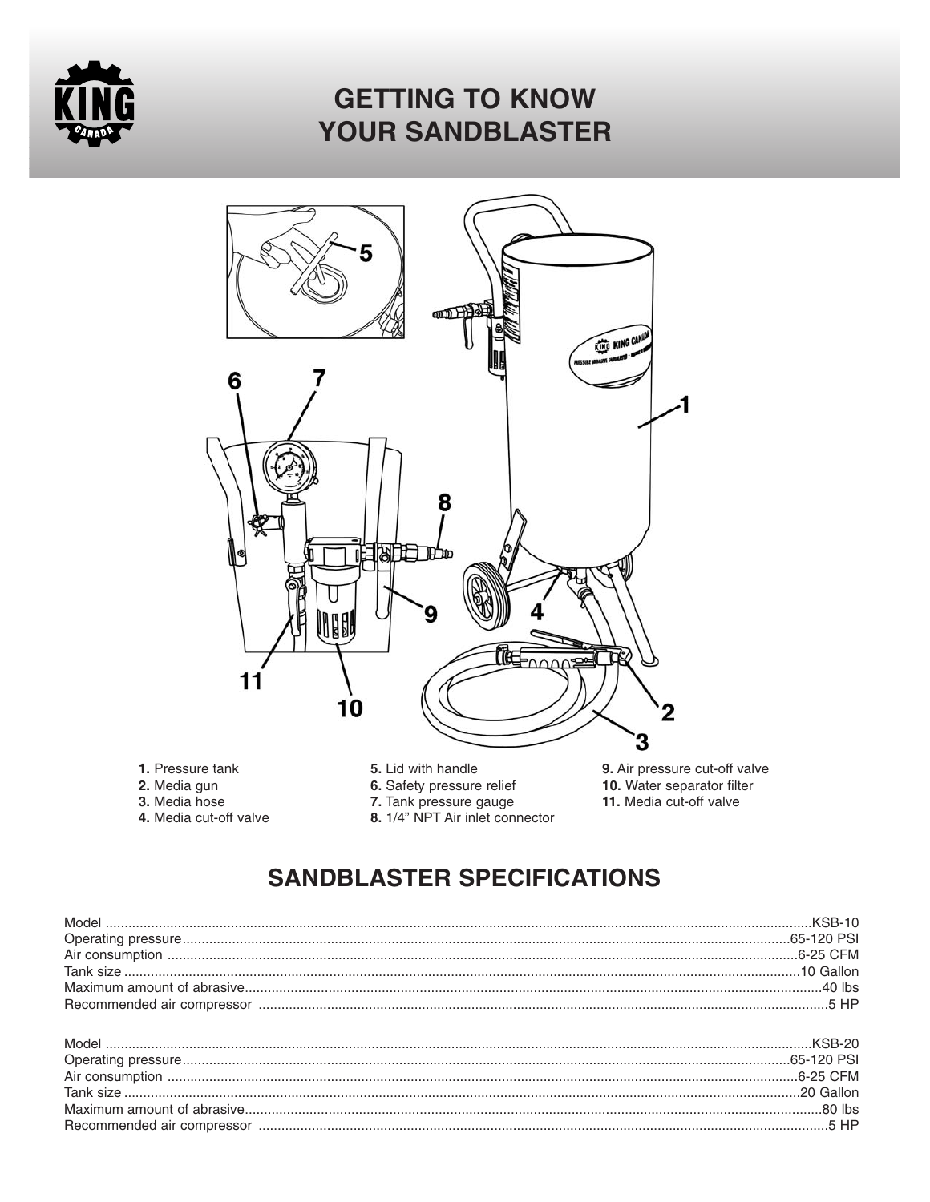# GETTING TO KNOW YOUR SANDBLASTER

1. Pressure tank
2. Media gun
3. Media hose
4. Media cut-off valve
5. Lid with handle
6. Safety pressure relief
7. Tank pressure gauge
8. 1/4" NPT Air inlet connector
9. Air pressure cut-off valve
10. Water separator filter
11. Media cut-off valve

## SANDBLASTER SPECIFICATIONS

| | |
|---|---|
| Model | KSB-10 |
| Operating pressure | 65-120 PSI |
| Air consumption | 6-25 CFM |
| Tank size | 10 Gallon |
| Maximum amount of abrasive | 40 lbs |
| Recommended air compressor | 5 HP |

| | |
|---|---|
| Model | KSB-20 |
| Operating pressure | 65-120 PSI |
| Air consumption | 6-25 CFM |
| Tank size | 20 Gallon |
| Maximum amount of abrasive | 80 lbs |
| Recommended air compressor | 5 HP |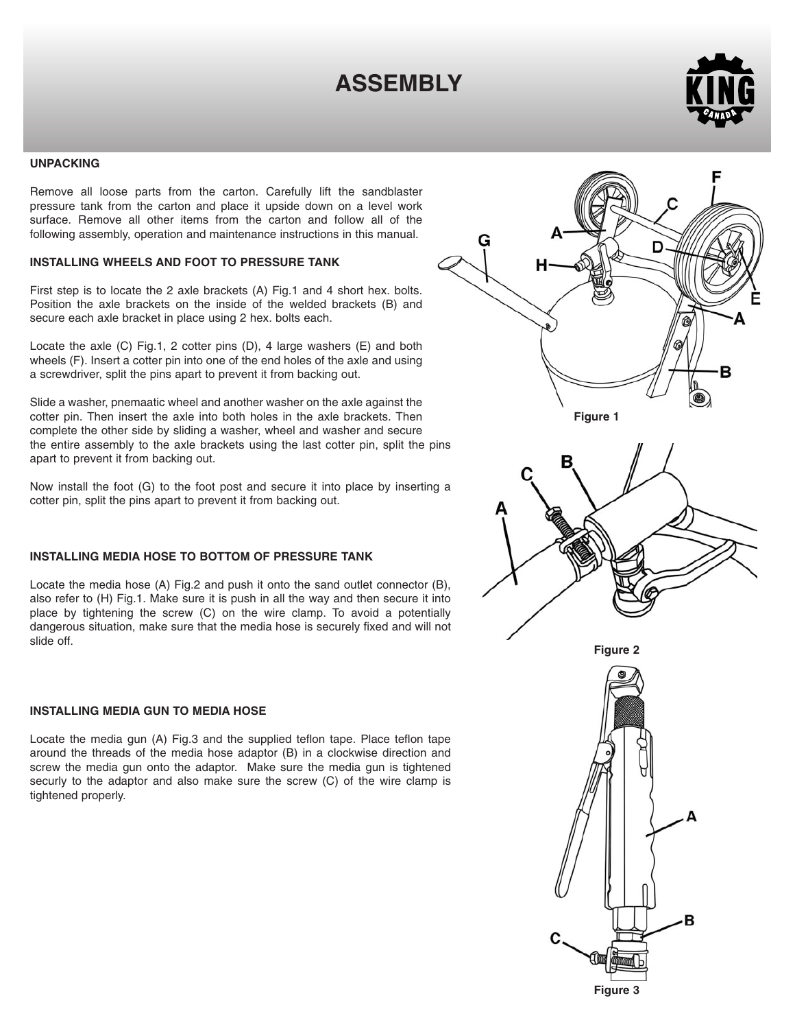# ASSEMBLY

### UNPACKING

Remove all loose parts from the carton. Carefully lift the sandblaster pressure tank from the carton and place it upside down on a level work surface. Remove all other items from the carton and follow all of the following assembly, operation and maintenance instructions in this manual.

### INSTALLING WHEELS AND FOOT TO PRESSURE TANK

First step is to locate the 2 axle brackets (A) Fig.1 and 4 short hex. bolts. Position the axle brackets on the inside of the welded brackets (B) and secure each axle bracket in place using 2 hex. bolts each.

Locate the axle (C) Fig.1, 2 cotter pins (D), 4 large washers (E) and both wheels (F). Insert a cotter pin into one of the end holes of the axle and using a screwdriver, split the pins apart to prevent it from backing out.

Slide a washer, pnemaatic wheel and another washer on the axle against the cotter pin. Then insert the axle into both holes in the axle brackets. Then complete the other side by sliding a washer, wheel and washer and secure the entire assembly to the axle brackets using the last cotter pin, split the pins apart to prevent it from backing out.

Now install the foot (G) to the foot post and secure it into place by inserting a cotter pin, split the pins apart to prevent it from backing out.

Figure 1

### INSTALLING MEDIA HOSE TO BOTTOM OF PRESSURE TANK

Locate the media hose (A) Fig.2 and push it onto the sand outlet connector (B), also refer to (H) Fig.1. Make sure it is push in all the way and then secure it into place by tightening the screw (C) on the wire clamp. To avoid a potentially dangerous situation, make sure that the media hose is securely fixed and will not slide off.

Figure 2

### INSTALLING MEDIA GUN TO MEDIA HOSE

Locate the media gun (A) Fig.3 and the supplied teflon tape. Place teflon tape around the threads of the media hose adaptor (B) in a clockwise direction and screw the media gun onto the adaptor. Make sure the media gun is tightened securly to the adaptor and also make sure the screw (C) of the wire clamp is tightened properly.

Figure 3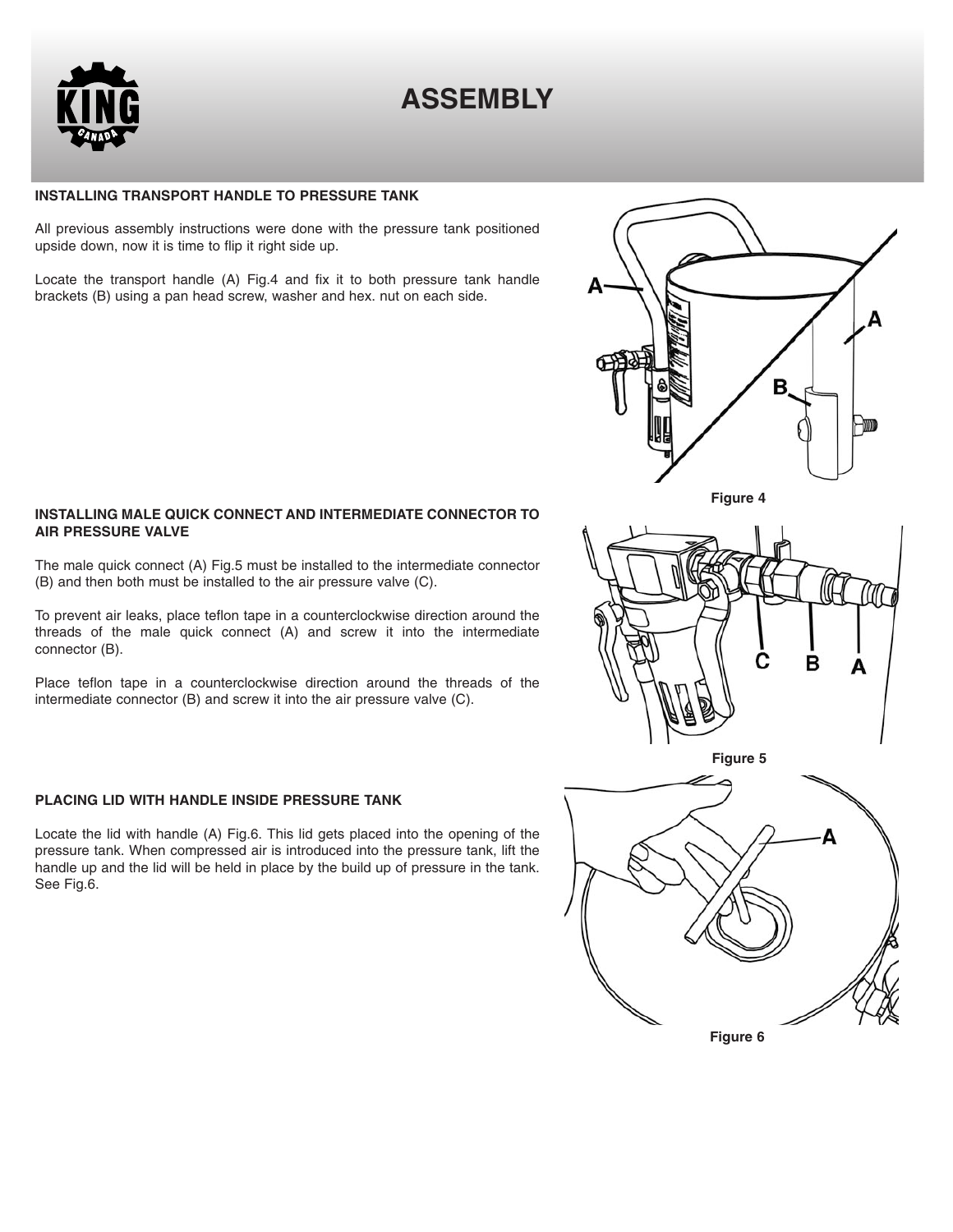# ASSEMBLY

### INSTALLING TRANSPORT HANDLE TO PRESSURE TANK

All previous assembly instructions were done with the pressure tank positioned upside down, now it is time to flip it right side up.

Locate the transport handle (A) Fig.4 and fix it to both pressure tank handle brackets (B) using a pan head screw, washer and hex. nut on each side.

Figure 4

### INSTALLING MALE QUICK CONNECT AND INTERMEDIATE CONNECTOR TO AIR PRESSURE VALVE

The male quick connect (A) Fig.5 must be installed to the intermediate connector (B) and then both must be installed to the air pressure valve (C).

To prevent air leaks, place teflon tape in a counterclockwise direction around the threads of the male quick connect (A) and screw it into the intermediate connector (B).

Place teflon tape in a counterclockwise direction around the threads of the intermediate connector (B) and screw it into the air pressure valve (C).

Figure 5

### PLACING LID WITH HANDLE INSIDE PRESSURE TANK

Locate the lid with handle (A) Fig.6. This lid gets placed into the opening of the pressure tank. When compressed air is introduced into the pressure tank, lift the handle up and the lid will be held in place by the build up of pressure in the tank. See Fig.6.

Figure 6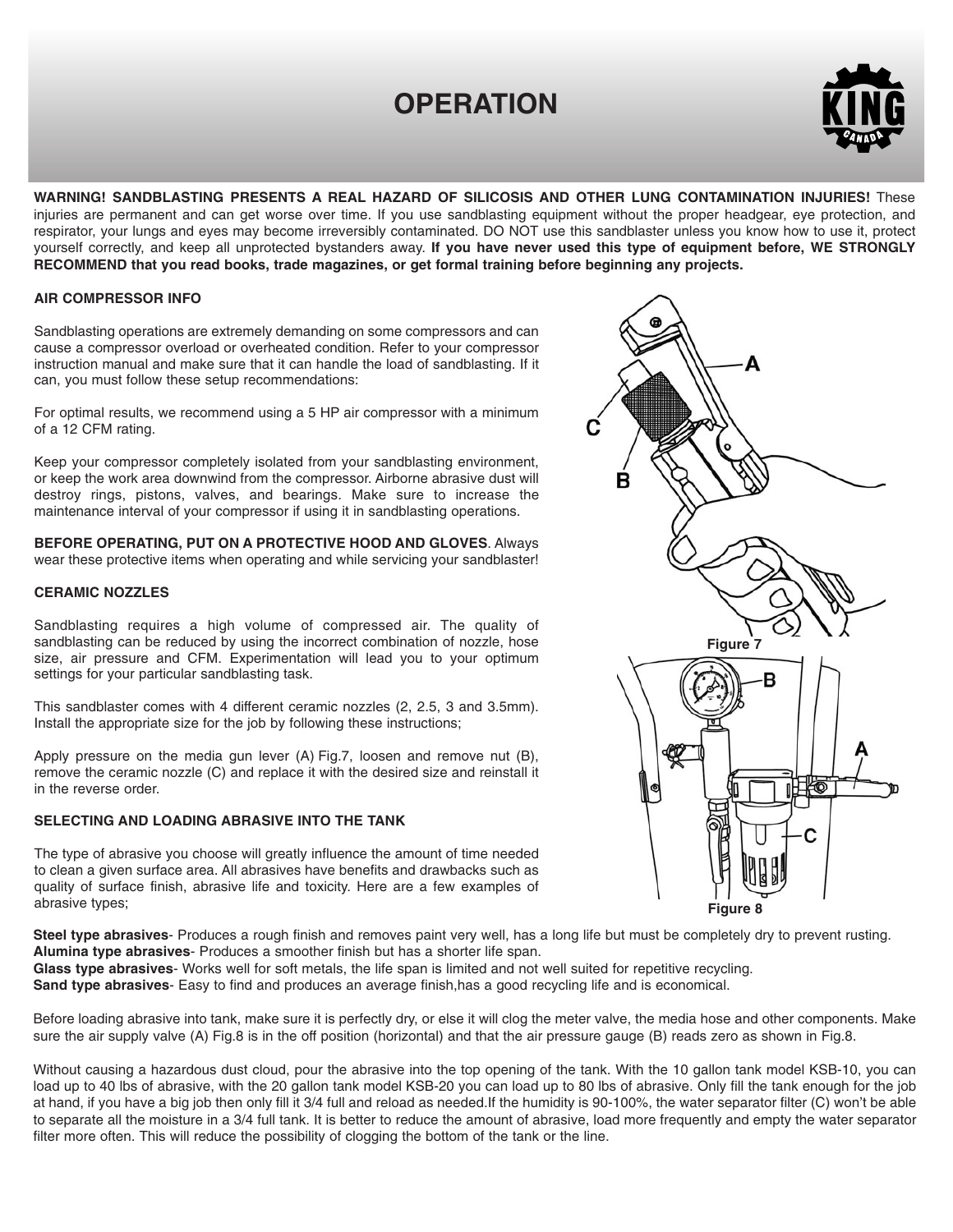# OPERATION

**WARNING! SANDBLASTING PRESENTS A REAL HAZARD OF SILICOSIS AND OTHER LUNG CONTAMINATION INJURIES!** These injuries are permanent and can get worse over time. If you use sandblasting equipment without the proper headgear, eye protection, and respirator, your lungs and eyes may become irreversibly contaminated. DO NOT use this sandblaster unless you know how to use it, protect yourself correctly, and keep all unprotected bystanders away. **If you have never used this type of equipment before, WE STRONGLY RECOMMEND that you read books, trade magazines, or get formal training before beginning any projects.**

**AIR COMPRESSOR INFO**

Sandblasting operations are extremely demanding on some compressors and can cause a compressor overload or overheated condition. Refer to your compressor instruction manual and make sure that it can handle the load of sandblasting. If it can, you must follow these setup recommendations:

For optimal results, we recommend using a 5 HP air compressor with a minimum of a 12 CFM rating.

Keep your compressor completely isolated from your sandblasting environment, or keep the work area downwind from the compressor. Airborne abrasive dust will destroy rings, pistons, valves, and bearings. Make sure to increase the maintenance interval of your compressor if using it in sandblasting operations.

**BEFORE OPERATING, PUT ON A PROTECTIVE HOOD AND GLOVES**. Always wear these protective items when operating and while servicing your sandblaster!

**CERAMIC NOZZLES**

Sandblasting requires a high volume of compressed air. The quality of sandblasting can be reduced by using the incorrect combination of nozzle, hose size, air pressure and CFM. Experimentation will lead you to your optimum settings for your particular sandblasting task.

This sandblaster comes with 4 different ceramic nozzles (2, 2.5, 3 and 3.5mm). Install the appropriate size for the job by following these instructions;

Apply pressure on the media gun lever (A) Fig.7, loosen and remove nut (B), remove the ceramic nozzle (C) and replace it with the desired size and reinstall it in the reverse order.

Figure 7

Figure 8

**SELECTING AND LOADING ABRASIVE INTO THE TANK**

The type of abrasive you choose will greatly influence the amount of time needed to clean a given surface area. All abrasives have benefits and drawbacks such as quality of surface finish, abrasive life and toxicity. Here are a few examples of abrasive types;

**Steel type abrasives**- Produces a rough finish and removes paint very well, has a long life but must be completely dry to prevent rusting.
**Alumina type abrasives**- Produces a smoother finish but has a shorter life span.
**Glass type abrasives**- Works well for soft metals, the life span is limited and not well suited for repetitive recycling.
**Sand type abrasives**- Easy to find and produces an average finish,has a good recycling life and is economical.

Before loading abrasive into tank, make sure it is perfectly dry, or else it will clog the meter valve, the media hose and other components. Make sure the air supply valve (A) Fig.8 is in the off position (horizontal) and that the air pressure gauge (B) reads zero as shown in Fig.8.

Without causing a hazardous dust cloud, pour the abrasive into the top opening of the tank. With the 10 gallon tank model KSB-10, you can load up to 40 lbs of abrasive, with the 20 gallon tank model KSB-20 you can load up to 80 lbs of abrasive. Only fill the tank enough for the job at hand, if you have a big job then only fill it 3/4 full and reload as needed.If the humidity is 90-100%, the water separator filter (C) won't be able to separate all the moisture in a 3/4 full tank. It is better to reduce the amount of abrasive, load more frequently and empty the water separator filter more often. This will reduce the possibility of clogging the bottom of the tank or the line.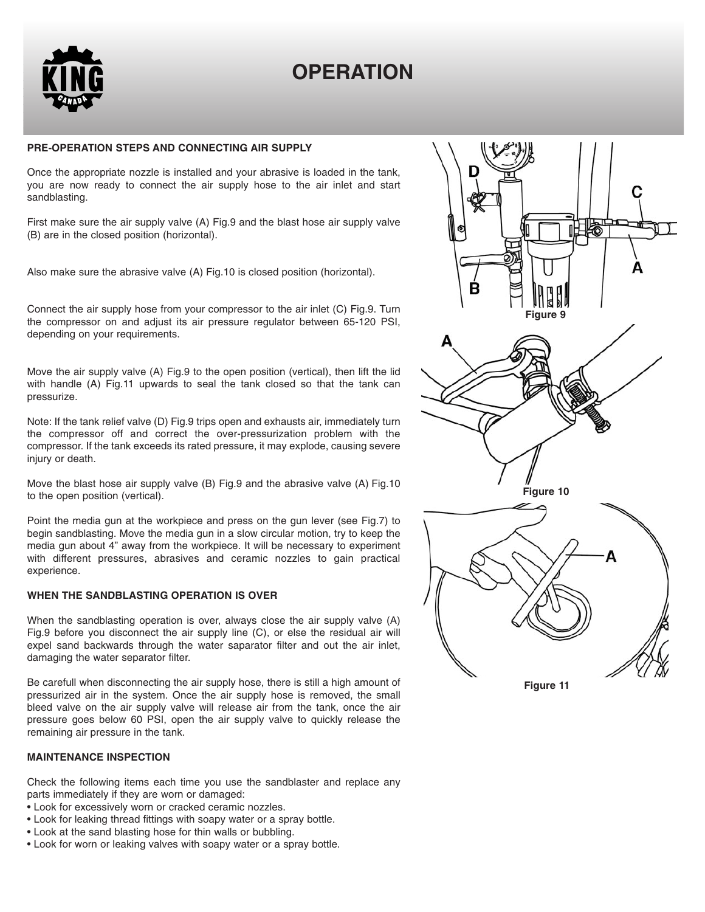# OPERATION

### PRE-OPERATION STEPS AND CONNECTING AIR SUPPLY

Once the appropriate nozzle is installed and your abrasive is loaded in the tank, you are now ready to connect the air supply hose to the air inlet and start sandblasting.

First make sure the air supply valve (A) Fig.9 and the blast hose air supply valve (B) are in the closed position (horizontal).

Also make sure the abrasive valve (A) Fig.10 is closed position (horizontal).

Connect the air supply hose from your compressor to the air inlet (C) Fig.9. Turn the compressor on and adjust its air pressure regulator between 65-120 PSI, depending on your requirements.

Move the air supply valve (A) Fig.9 to the open position (vertical), then lift the lid with handle (A) Fig.11 upwards to seal the tank closed so that the tank can pressurize.

Note: If the tank relief valve (D) Fig.9 trips open and exhausts air, immediately turn the compressor off and correct the over-pressurization problem with the compressor. If the tank exceeds its rated pressure, it may explode, causing severe injury or death.

Move the blast hose air supply valve (B) Fig.9 and the abrasive valve (A) Fig.10 to the open position (vertical).

Point the media gun at the workpiece and press on the gun lever (see Fig.7) to begin sandblasting. Move the media gun in a slow circular motion, try to keep the media gun about 4” away from the workpiece. It will be necessary to experiment with different pressures, abrasives and ceramic nozzles to gain practical experience.

### WHEN THE SANDBLASTING OPERATION IS OVER

When the sandblasting operation is over, always close the air supply valve (A) Fig.9 before you disconnect the air supply line (C), or else the residual air will expel sand backwards through the water saparator filter and out the air inlet, damaging the water separator filter.

Be carefull when disconnecting the air supply hose, there is still a high amount of pressurized air in the system. Once the air supply hose is removed, the small bleed valve on the air supply valve will release air from the tank, once the air pressure goes below 60 PSI, open the air supply valve to quickly release the remaining air pressure in the tank.

### MAINTENANCE INSPECTION

Check the following items each time you use the sandblaster and replace any parts immediately if they are worn or damaged:

- Look for excessively worn or cracked ceramic nozzles.
- Look for leaking thread fittings with soapy water or a spray bottle.
- Look at the sand blasting hose for thin walls or bubbling.
- Look for worn or leaking valves with soapy water or a spray bottle.

D
C
A
B

Figure 9

A

Figure 10

A

Figure 11